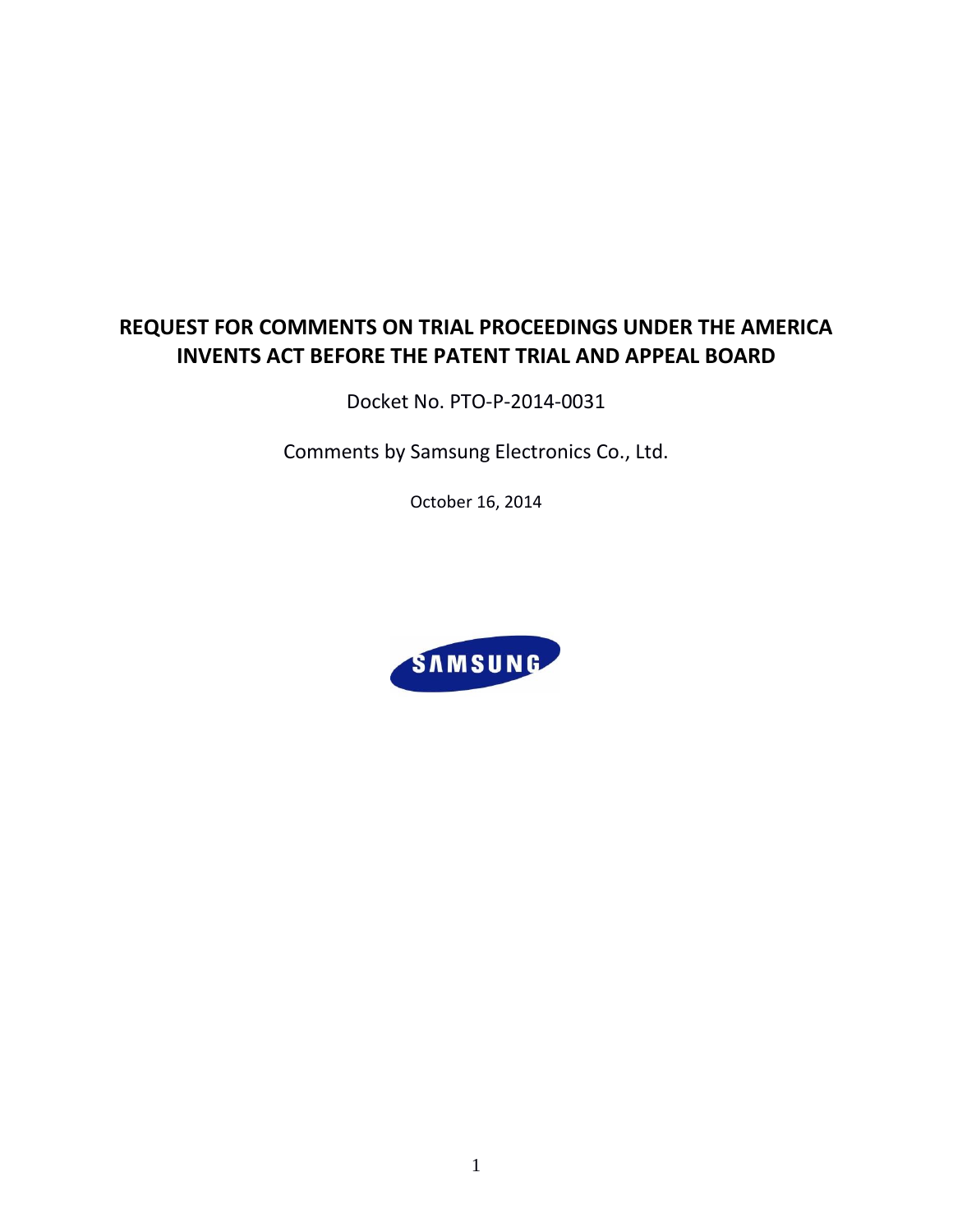# REQUEST FOR COMMENTS ON TRIAL PROCEEDINGS UNDER THE AMERICA INVENTS ACT BEFORE THE PATENT TRIAL AND APPEAL BOARD

Docket No. PTO-P-2014-0031

Comments by Samsung Electronics Co., Ltd.

October 16, 2014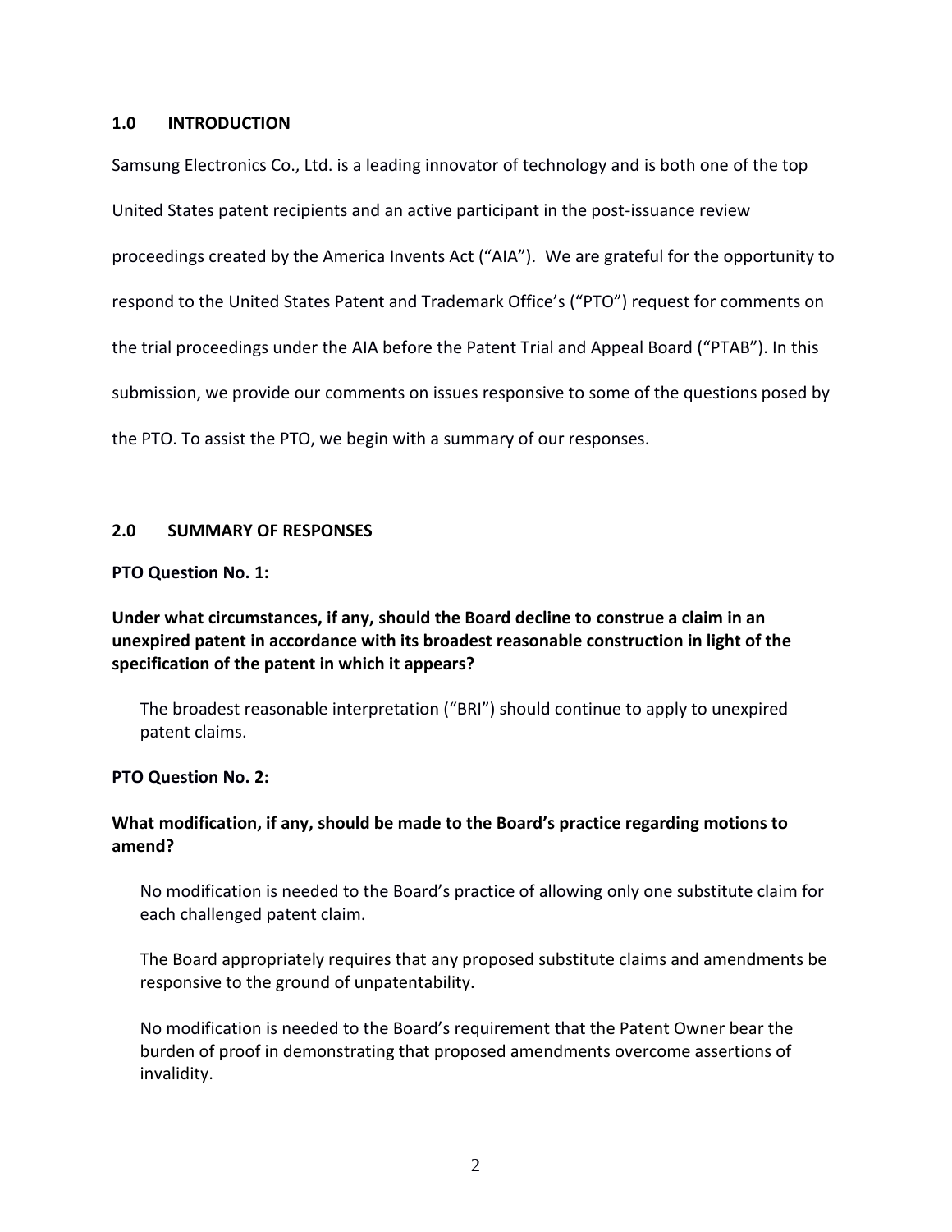## 1.0 INTRODUCTION

Samsung Electronics Co., Ltd. is a leading innovator of technology and is both one of the top United States patent recipients and an active participant in the post-issuance review proceedings created by the America Invents Act ("AIA"). We are grateful for the opportunity to respond to the United States Patent and Trademark Office's ("PTO") request for comments on the trial proceedings under the AIA before the Patent Trial and Appeal Board ("PTAB"). In this submission, we provide our comments on issues responsive to some of the questions posed by the PTO. To assist the PTO, we begin with a summary of our responses.

## 2.0 SUMMARY OF RESPONSES

**PTO Question No. 1:**

**Under what circumstances, if any, should the Board decline to construe a claim in an unexpired patent in accordance with its broadest reasonable construction in light of the specification of the patent in which it appears?**

The broadest reasonable interpretation ("BRI") should continue to apply to unexpired patent claims.

**PTO Question No. 2:**

**What modification, if any, should be made to the Board's practice regarding motions to amend?**

No modification is needed to the Board's practice of allowing only one substitute claim for each challenged patent claim.

The Board appropriately requires that any proposed substitute claims and amendments be responsive to the ground of unpatentability.

No modification is needed to the Board's requirement that the Patent Owner bear the burden of proof in demonstrating that proposed amendments overcome assertions of invalidity.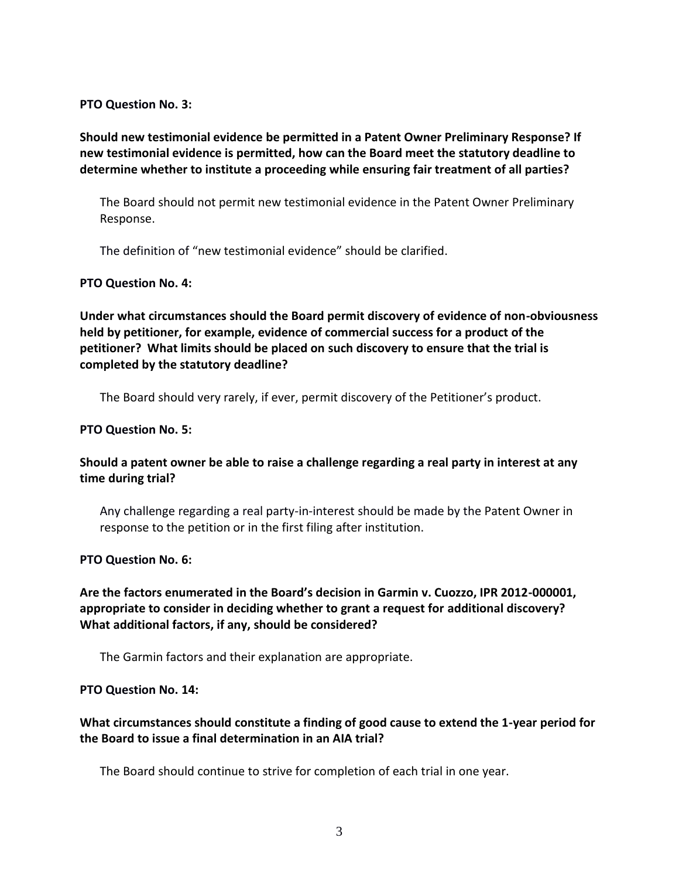**PTO Question No. 3:**

**Should new testimonial evidence be permitted in a Patent Owner Preliminary Response? If new testimonial evidence is permitted, how can the Board meet the statutory deadline to determine whether to institute a proceeding while ensuring fair treatment of all parties?**

The Board should not permit new testimonial evidence in the Patent Owner Preliminary Response.

The definition of "new testimonial evidence" should be clarified.

**PTO Question No. 4:**

**Under what circumstances should the Board permit discovery of evidence of non-obviousness held by petitioner, for example, evidence of commercial success for a product of the petitioner? What limits should be placed on such discovery to ensure that the trial is completed by the statutory deadline?**

The Board should very rarely, if ever, permit discovery of the Petitioner's product.

**PTO Question No. 5:**

**Should a patent owner be able to raise a challenge regarding a real party in interest at any time during trial?**

Any challenge regarding a real party-in-interest should be made by the Patent Owner in response to the petition or in the first filing after institution.

**PTO Question No. 6:**

**Are the factors enumerated in the Board's decision in Garmin v. Cuozzo, IPR 2012-000001, appropriate to consider in deciding whether to grant a request for additional discovery? What additional factors, if any, should be considered?**

The Garmin factors and their explanation are appropriate.

**PTO Question No. 14:**

**What circumstances should constitute a finding of good cause to extend the 1-year period for the Board to issue a final determination in an AIA trial?**

The Board should continue to strive for completion of each trial in one year.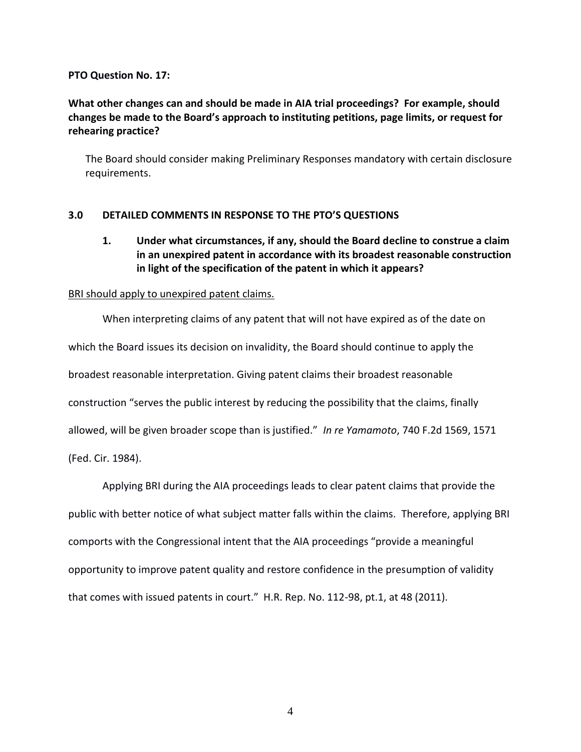**PTO Question No. 17:**

**What other changes can and should be made in AIA trial proceedings? For example, should changes be made to the Board's approach to instituting petitions, page limits, or request for rehearing practice?**

The Board should consider making Preliminary Responses mandatory with certain disclosure requirements.

## 3.0 DETAILED COMMENTS IN RESPONSE TO THE PTO'S QUESTIONS

### 1. Under what circumstances, if any, should the Board decline to construe a claim in an unexpired patent in accordance with its broadest reasonable construction in light of the specification of the patent in which it appears?

<u>BRI should apply to unexpired patent claims.</u>

When interpreting claims of any patent that will not have expired as of the date on which the Board issues its decision on invalidity, the Board should continue to apply the broadest reasonable interpretation. Giving patent claims their broadest reasonable construction "serves the public interest by reducing the possibility that the claims, finally allowed, will be given broader scope than is justified." *In re Yamamoto*, 740 F.2d 1569, 1571 (Fed. Cir. 1984).

Applying BRI during the AIA proceedings leads to clear patent claims that provide the public with better notice of what subject matter falls within the claims. Therefore, applying BRI comports with the Congressional intent that the AIA proceedings "provide a meaningful opportunity to improve patent quality and restore confidence in the presumption of validity that comes with issued patents in court." H.R. Rep. No. 112-98, pt.1, at 48 (2011).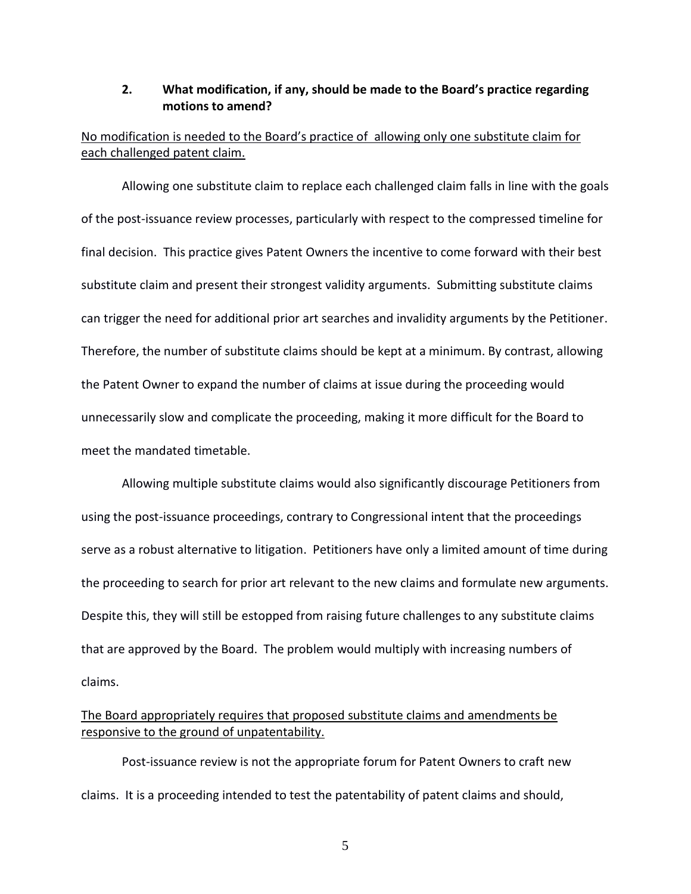### 2. What modification, if any, should be made to the Board's practice regarding motions to amend?

<u>No modification is needed to the Board's practice of allowing only one substitute claim for each challenged patent claim.</u>

Allowing one substitute claim to replace each challenged claim falls in line with the goals of the post-issuance review processes, particularly with respect to the compressed timeline for final decision. This practice gives Patent Owners the incentive to come forward with their best substitute claim and present their strongest validity arguments. Submitting substitute claims can trigger the need for additional prior art searches and invalidity arguments by the Petitioner. Therefore, the number of substitute claims should be kept at a minimum. By contrast, allowing the Patent Owner to expand the number of claims at issue during the proceeding would unnecessarily slow and complicate the proceeding, making it more difficult for the Board to meet the mandated timetable.

Allowing multiple substitute claims would also significantly discourage Petitioners from using the post-issuance proceedings, contrary to Congressional intent that the proceedings serve as a robust alternative to litigation. Petitioners have only a limited amount of time during the proceeding to search for prior art relevant to the new claims and formulate new arguments. Despite this, they will still be estopped from raising future challenges to any substitute claims that are approved by the Board. The problem would multiply with increasing numbers of claims.

<u>The Board appropriately requires that proposed substitute claims and amendments be responsive to the ground of unpatentability.</u>

Post-issuance review is not the appropriate forum for Patent Owners to craft new claims. It is a proceeding intended to test the patentability of patent claims and should,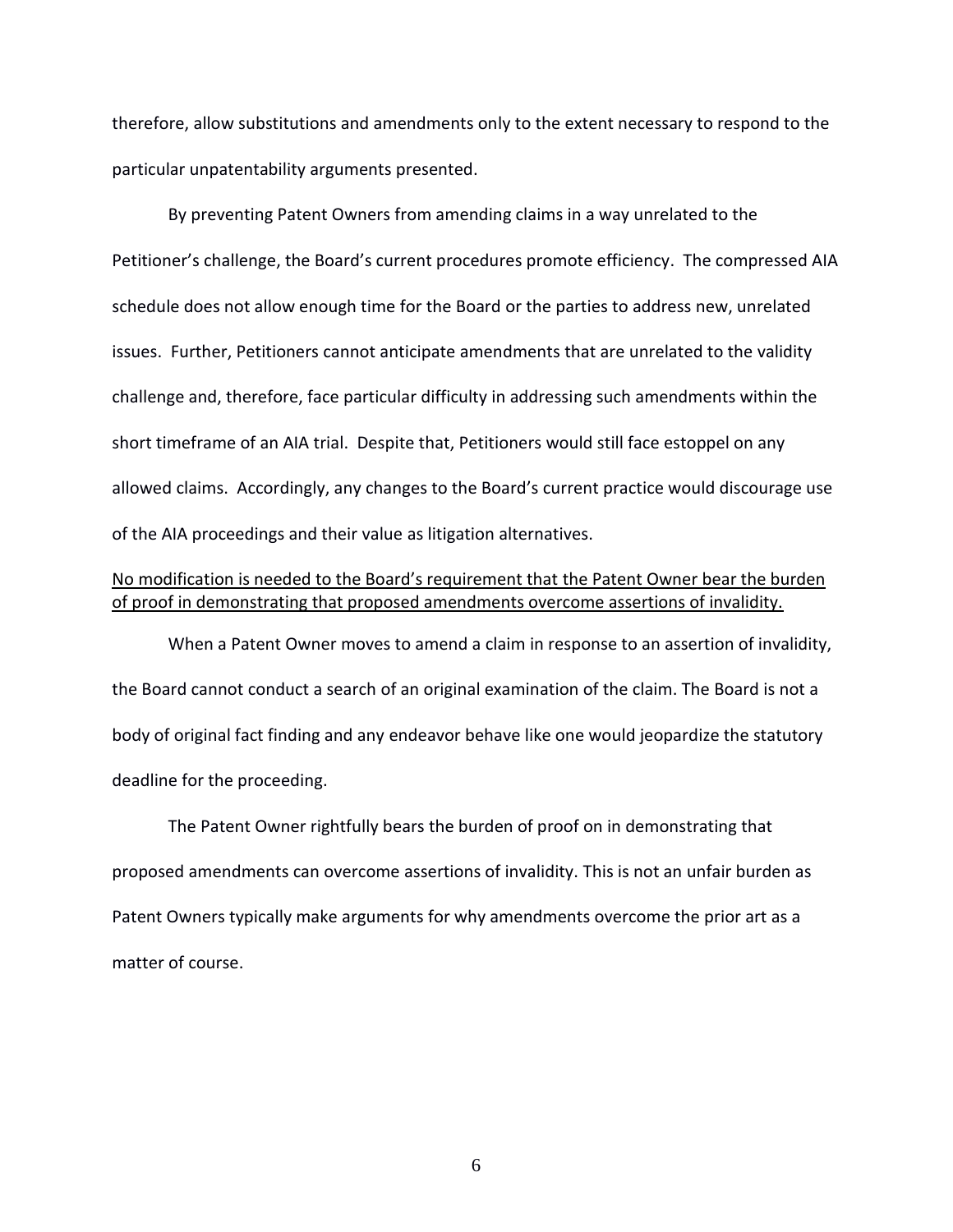therefore, allow substitutions and amendments only to the extent necessary to respond to the particular unpatentability arguments presented.

By preventing Patent Owners from amending claims in a way unrelated to the Petitioner's challenge, the Board's current procedures promote efficiency. The compressed AIA schedule does not allow enough time for the Board or the parties to address new, unrelated issues. Further, Petitioners cannot anticipate amendments that are unrelated to the validity challenge and, therefore, face particular difficulty in addressing such amendments within the short timeframe of an AIA trial. Despite that, Petitioners would still face estoppel on any allowed claims. Accordingly, any changes to the Board's current practice would discourage use of the AIA proceedings and their value as litigation alternatives.

<u>No modification is needed to the Board's requirement that the Patent Owner bear the burden of proof in demonstrating that proposed amendments overcome assertions of invalidity.</u>

When a Patent Owner moves to amend a claim in response to an assertion of invalidity, the Board cannot conduct a search of an original examination of the claim. The Board is not a body of original fact finding and any endeavor behave like one would jeopardize the statutory deadline for the proceeding.

The Patent Owner rightfully bears the burden of proof on in demonstrating that proposed amendments can overcome assertions of invalidity. This is not an unfair burden as Patent Owners typically make arguments for why amendments overcome the prior art as a matter of course.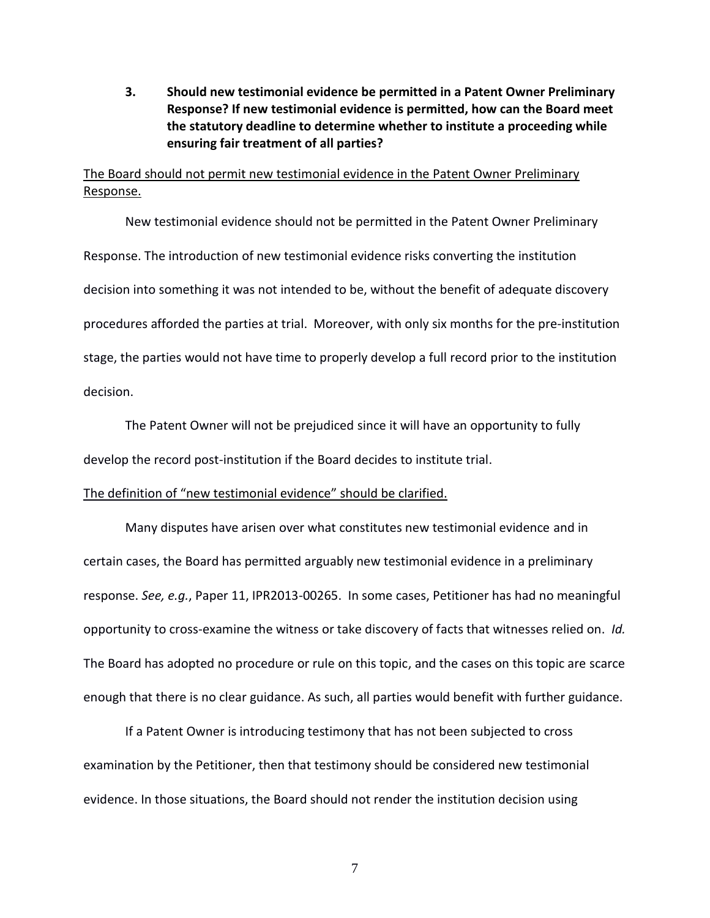**3. Should new testimonial evidence be permitted in a Patent Owner Preliminary Response? If new testimonial evidence is permitted, how can the Board meet the statutory deadline to determine whether to institute a proceeding while ensuring fair treatment of all parties?**

<u>The Board should not permit new testimonial evidence in the Patent Owner Preliminary Response.</u>

New testimonial evidence should not be permitted in the Patent Owner Preliminary Response. The introduction of new testimonial evidence risks converting the institution decision into something it was not intended to be, without the benefit of adequate discovery procedures afforded the parties at trial. Moreover, with only six months for the pre-institution stage, the parties would not have time to properly develop a full record prior to the institution decision.

The Patent Owner will not be prejudiced since it will have an opportunity to fully develop the record post-institution if the Board decides to institute trial.

<u>The definition of "new testimonial evidence" should be clarified.</u>

Many disputes have arisen over what constitutes new testimonial evidence and in certain cases, the Board has permitted arguably new testimonial evidence in a preliminary response. *See, e.g.*, Paper 11, IPR2013-00265. In some cases, Petitioner has had no meaningful opportunity to cross-examine the witness or take discovery of facts that witnesses relied on. *Id.* The Board has adopted no procedure or rule on this topic, and the cases on this topic are scarce enough that there is no clear guidance. As such, all parties would benefit with further guidance.

If a Patent Owner is introducing testimony that has not been subjected to cross examination by the Petitioner, then that testimony should be considered new testimonial evidence. In those situations, the Board should not render the institution decision using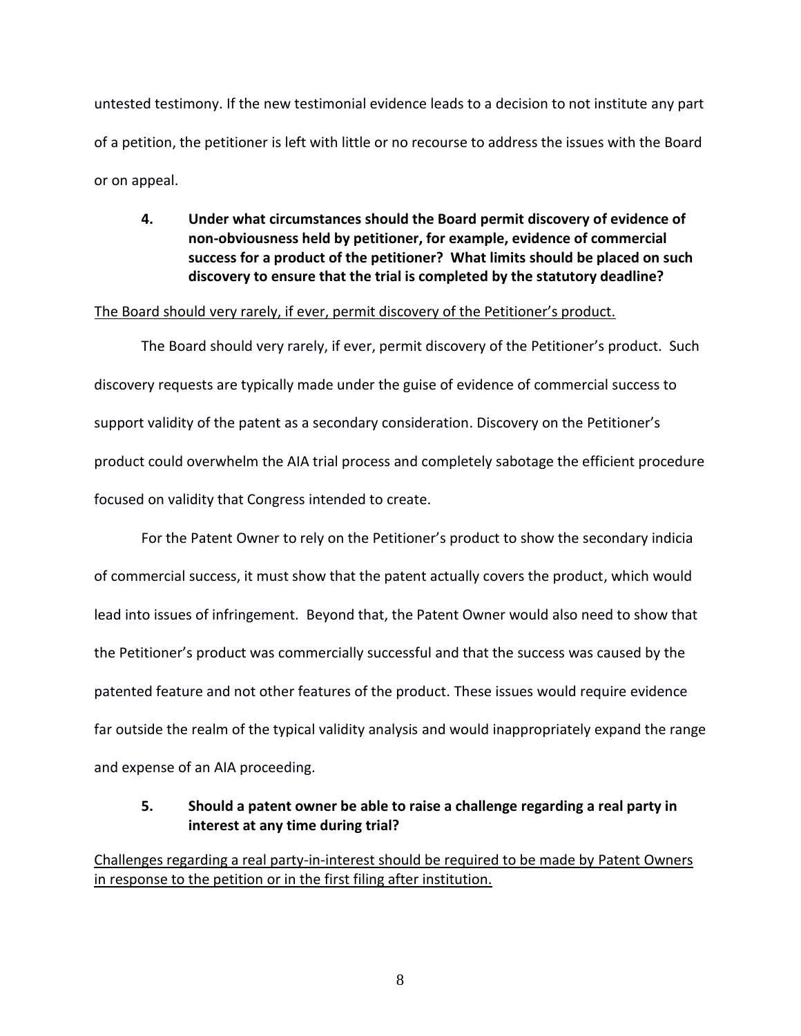untested testimony. If the new testimonial evidence leads to a decision to not institute any part of a petition, the petitioner is left with little or no recourse to address the issues with the Board or on appeal.

**4. Under what circumstances should the Board permit discovery of evidence of non-obviousness held by petitioner, for example, evidence of commercial success for a product of the petitioner? What limits should be placed on such discovery to ensure that the trial is completed by the statutory deadline?**

<u>The Board should very rarely, if ever, permit discovery of the Petitioner's product.</u>

The Board should very rarely, if ever, permit discovery of the Petitioner's product. Such discovery requests are typically made under the guise of evidence of commercial success to support validity of the patent as a secondary consideration. Discovery on the Petitioner's product could overwhelm the AIA trial process and completely sabotage the efficient procedure focused on validity that Congress intended to create.

For the Patent Owner to rely on the Petitioner's product to show the secondary indicia of commercial success, it must show that the patent actually covers the product, which would lead into issues of infringement. Beyond that, the Patent Owner would also need to show that the Petitioner's product was commercially successful and that the success was caused by the patented feature and not other features of the product. These issues would require evidence far outside the realm of the typical validity analysis and would inappropriately expand the range and expense of an AIA proceeding.

**5. Should a patent owner be able to raise a challenge regarding a real party in interest at any time during trial?**

<u>Challenges regarding a real party-in-interest should be required to be made by Patent Owners in response to the petition or in the first filing after institution.</u>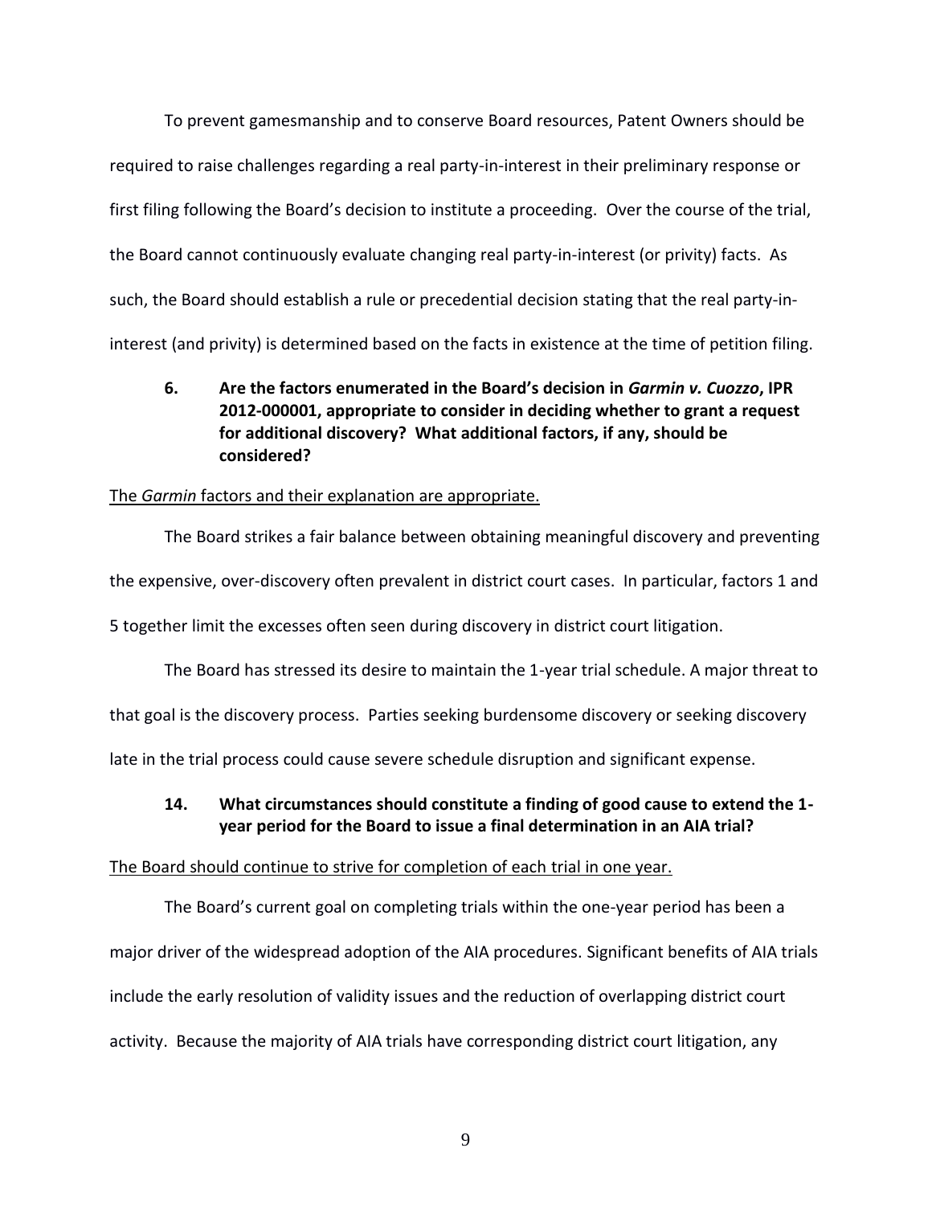To prevent gamesmanship and to conserve Board resources, Patent Owners should be required to raise challenges regarding a real party-in-interest in their preliminary response or first filing following the Board's decision to institute a proceeding. Over the course of the trial, the Board cannot continuously evaluate changing real party-in-interest (or privity) facts. As such, the Board should establish a rule or precedential decision stating that the real party-in-interest (and privity) is determined based on the facts in existence at the time of petition filing.

### 6. Are the factors enumerated in the Board's decision in *Garmin v. Cuozzo*, IPR 2012-000001, appropriate to consider in deciding whether to grant a request for additional discovery? What additional factors, if any, should be considered?

<u>The *Garmin* factors and their explanation are appropriate.</u>

The Board strikes a fair balance between obtaining meaningful discovery and preventing the expensive, over-discovery often prevalent in district court cases. In particular, factors 1 and 5 together limit the excesses often seen during discovery in district court litigation.

The Board has stressed its desire to maintain the 1-year trial schedule. A major threat to that goal is the discovery process. Parties seeking burdensome discovery or seeking discovery late in the trial process could cause severe schedule disruption and significant expense.

### 14. What circumstances should constitute a finding of good cause to extend the 1-year period for the Board to issue a final determination in an AIA trial?

<u>The Board should continue to strive for completion of each trial in one year.</u>

The Board's current goal on completing trials within the one-year period has been a major driver of the widespread adoption of the AIA procedures. Significant benefits of AIA trials include the early resolution of validity issues and the reduction of overlapping district court activity. Because the majority of AIA trials have corresponding district court litigation, any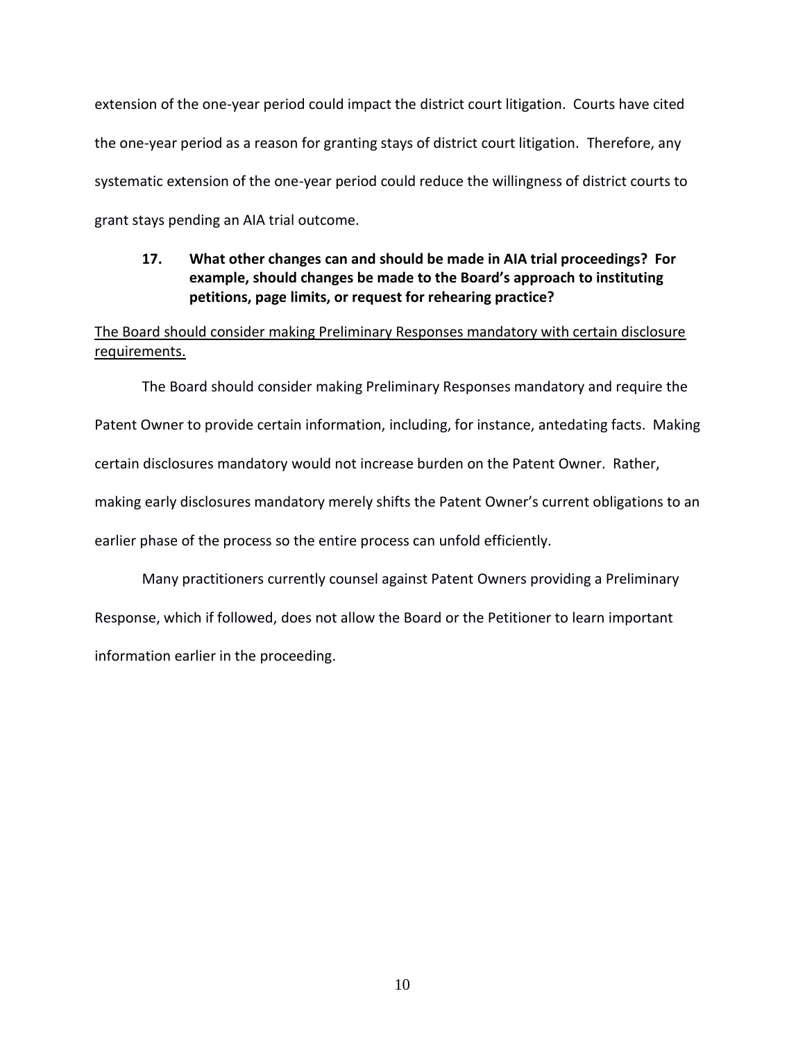extension of the one-year period could impact the district court litigation. Courts have cited the one-year period as a reason for granting stays of district court litigation. Therefore, any systematic extension of the one-year period could reduce the willingness of district courts to grant stays pending an AIA trial outcome.

**17. What other changes can and should be made in AIA trial proceedings? For example, should changes be made to the Board's approach to instituting petitions, page limits, or request for rehearing practice?**

<u>The Board should consider making Preliminary Responses mandatory with certain disclosure requirements.</u>

The Board should consider making Preliminary Responses mandatory and require the Patent Owner to provide certain information, including, for instance, antedating facts. Making certain disclosures mandatory would not increase burden on the Patent Owner. Rather, making early disclosures mandatory merely shifts the Patent Owner's current obligations to an earlier phase of the process so the entire process can unfold efficiently.

Many practitioners currently counsel against Patent Owners providing a Preliminary Response, which if followed, does not allow the Board or the Petitioner to learn important information earlier in the proceeding.